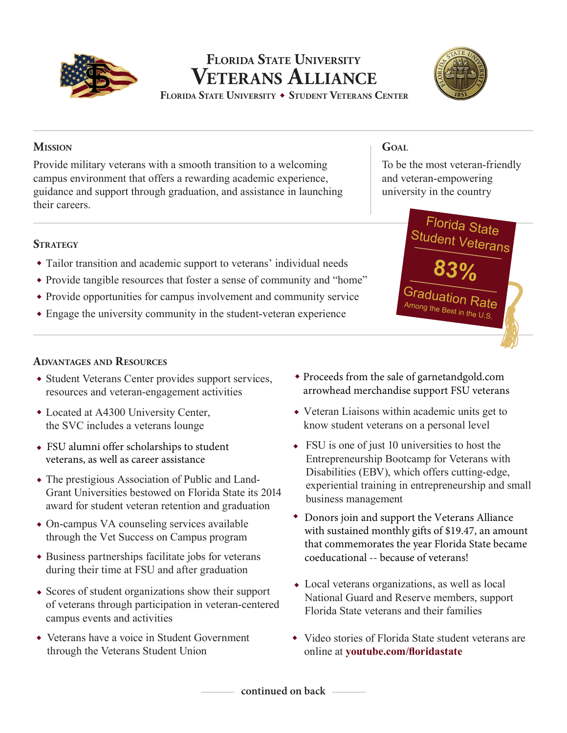# Florida State University Veterans Alliance

**Florida State University ◆ Student Veterans Center**

## Mission

Provide military veterans with a smooth transition to a welcoming campus environment that offers a rewarding academic experience, guidance and support through graduation, and assistance in launching their careers.

## Goal

To be the most veteran-friendly and veteran-empowering university in the country

## Strategy

- Tailor transition and academic support to veterans' individual needs
- Provide tangible resources that foster a sense of community and "home"
- Provide opportunities for campus involvement and community service
- Engage the university community in the student-veteran experience

Florida State Student Veterans

**83%**

Graduation Rate

Among the Best in the U.S.

## Advantages and Resources

- Student Veterans Center provides support services, resources and veteran-engagement activities
- Located at A4300 University Center, the SVC includes a veterans lounge
- FSU alumni offer scholarships to student veterans, as well as career assistance
- The prestigious Association of Public and Land-Grant Universities bestowed on Florida State its 2014 award for student veteran retention and graduation
- On-campus VA counseling services available through the Vet Success on Campus program
- Business partnerships facilitate jobs for veterans during their time at FSU and after graduation
- Scores of student organizations show their support of veterans through participation in veteran-centered campus events and activities
- Veterans have a voice in Student Government through the Veterans Student Union
- Proceeds from the sale of garnetandgold.com arrowhead merchandise support FSU veterans
- Veteran Liaisons within academic units get to know student veterans on a personal level
- FSU is one of just 10 universities to host the Entrepreneurship Bootcamp for Veterans with Disabilities (EBV), which offers cutting-edge, experiential training in entrepreneurship and small business management
- Donors join and support the Veterans Alliance with sustained monthly gifts of $19.47, an amount that commemorates the year Florida State became coeducational -- because of veterans!
- Local veterans organizations, as well as local National Guard and Reserve members, support Florida State veterans and their families
- Video stories of Florida State student veterans are online at **youtube.com/floridastate**

**continued on back**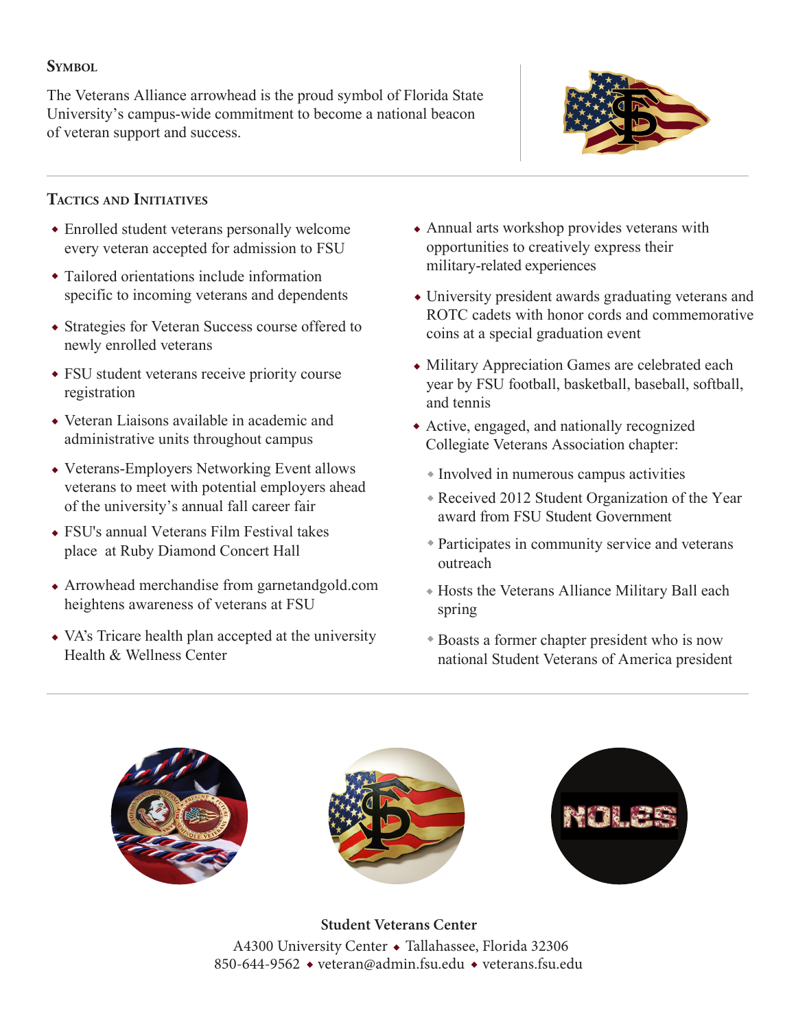## Symbol

The Veterans Alliance arrowhead is the proud symbol of Florida State University's campus-wide commitment to become a national beacon of veteran support and success.

## Tactics and Initiatives

- Enrolled student veterans personally welcome every veteran accepted for admission to FSU
- Tailored orientations include information specific to incoming veterans and dependents
- Strategies for Veteran Success course offered to newly enrolled veterans
- FSU student veterans receive priority course registration
- Veteran Liaisons available in academic and administrative units throughout campus
- Veterans-Employers Networking Event allows veterans to meet with potential employers ahead of the university's annual fall career fair
- FSU's annual Veterans Film Festival takes place at Ruby Diamond Concert Hall
- Arrowhead merchandise from garnetandgold.com heightens awareness of veterans at FSU
- VA's Tricare health plan accepted at the university Health & Wellness Center
- Annual arts workshop provides veterans with opportunities to creatively express their military-related experiences
- University president awards graduating veterans and ROTC cadets with honor cords and commemorative coins at a special graduation event
- Military Appreciation Games are celebrated each year by FSU football, basketball, baseball, softball, and tennis
- Active, engaged, and nationally recognized Collegiate Veterans Association chapter:
  - Involved in numerous campus activities
  - Received 2012 Student Organization of the Year award from FSU Student Government
  - Participates in community service and veterans outreach
  - Hosts the Veterans Alliance Military Ball each spring
  - Boasts a former chapter president who is now national Student Veterans of America president

**Student Veterans Center**

A4300 University Center ◆ Tallahassee, Florida 32306

850-644-9562 ◆ veteran@admin.fsu.edu ◆ veterans.fsu.edu